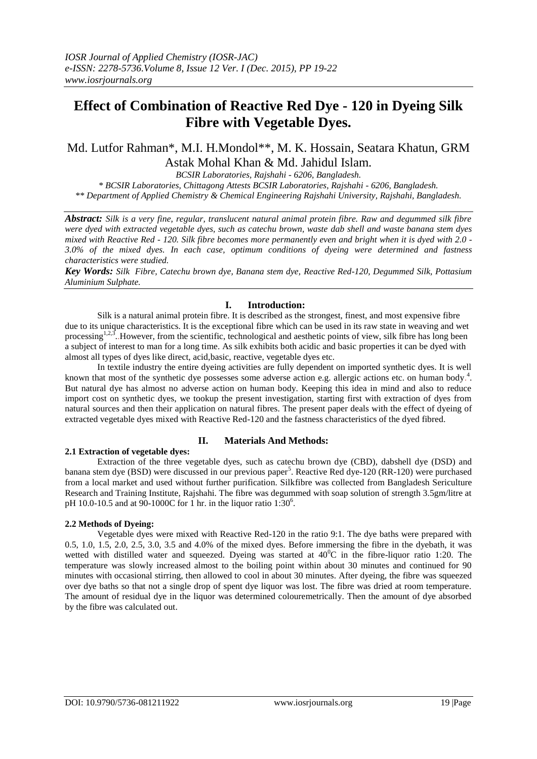# Effect of Combination of Reactive Red Dye - 120 in Dyeing Silk Fibre with Vegetable Dyes.

Md. Lutfor Rahman*, M.I. H.Mondol**, M. K. Hossain, Seatara Khatun, GRM Astak Mohal Khan & Md. Jahidul Islam.

*BCSIR Laboratories, Rajshahi - 6206, Bangladesh.*

*\* BCSIR Laboratories, Chittagong Attests BCSIR Laboratories, Rajshahi - 6206, Bangladesh.*

*\*\* Department of Applied Chemistry & Chemical Engineering Rajshahi University, Rajshahi, Bangladesh.*

***Abstract:*** *Silk is a very fine, regular, translucent natural animal protein fibre. Raw and degummed silk fibre were dyed with extracted vegetable dyes, such as catechu brown, waste dab shell and waste banana stem dyes mixed with Reactive Red - 120. Silk fibre becomes more permanently even and bright when it is dyed with 2.0 - 3.0% of the mixed dyes. In each case, optimum conditions of dyeing were determined and fastness characteristics were studied.*

***Key Words:*** *Silk Fibre, Catechu brown dye, Banana stem dye, Reactive Red-120, Degummed Silk, Pottasium Aluminium Sulphate.*

## I. Introduction:

Silk is a natural animal protein fibre. It is described as the strongest, finest, and most expensive fibre due to its unique characteristics. It is the exceptional fibre which can be used in its raw state in weaving and wet processing[1,2,3]. However, from the scientific, technological and aesthetic points of view, silk fibre has long been a subject of interest to man for a long time. As silk exhibits both acidic and basic properties it can be dyed with almost all types of dyes like direct, acid,basic, reactive, vegetable dyes etc.

In textile industry the entire dyeing activities are fully dependent on imported synthetic dyes. It is well known that most of the synthetic dye possesses some adverse action e.g. allergic actions etc. on human body[4]. But natural dye has almost no adverse action on human body. Keeping this idea in mind and also to reduce import cost on synthetic dyes, we tookup the present investigation, starting first with extraction of dyes from natural sources and then their application on natural fibres. The present paper deals with the effect of dyeing of extracted vegetable dyes mixed with Reactive Red-120 and the fastness characteristics of the dyed fibred.

## II. Materials And Methods:

### 2.1 Extraction of vegetable dyes:

Extraction of the three vegetable dyes, such as catechu brown dye (CBD), dabshell dye (DSD) and banana stem dye (BSD) were discussed in our previous paper[5]. Reactive Red dye-120 (RR-120) were purchased from a local market and used without further purification. Silkfibre was collected from Bangladesh Sericulture Research and Training Institute, Rajshahi. The fibre was degummed with soap solution of strength 3.5gm/litre at pH 10.0-10.5 and at 90-1000C for 1 hr. in the liquor ratio 1:30[6].

### 2.2 Methods of Dyeing:

Vegetable dyes were mixed with Reactive Red-120 in the ratio 9:1. The dye baths were prepared with 0.5, 1.0, 1.5, 2.0, 2.5, 3.0, 3.5 and 4.0% of the mixed dyes. Before immersing the fibre in the dyebath, it was wetted with distilled water and squeezed. Dyeing was started at $40^0$C in the fibre-liquor ratio 1:20. The temperature was slowly increased almost to the boiling point within about 30 minutes and continued for 90 minutes with occasional stirring, then allowed to cool in about 30 minutes. After dyeing, the fibre was squeezed over dye baths so that not a single drop of spent dye liquor was lost. The fibre was dried at room temperature. The amount of residual dye in the liquor was determined colouremetrically. Then the amount of dye absorbed by the fibre was calculated out.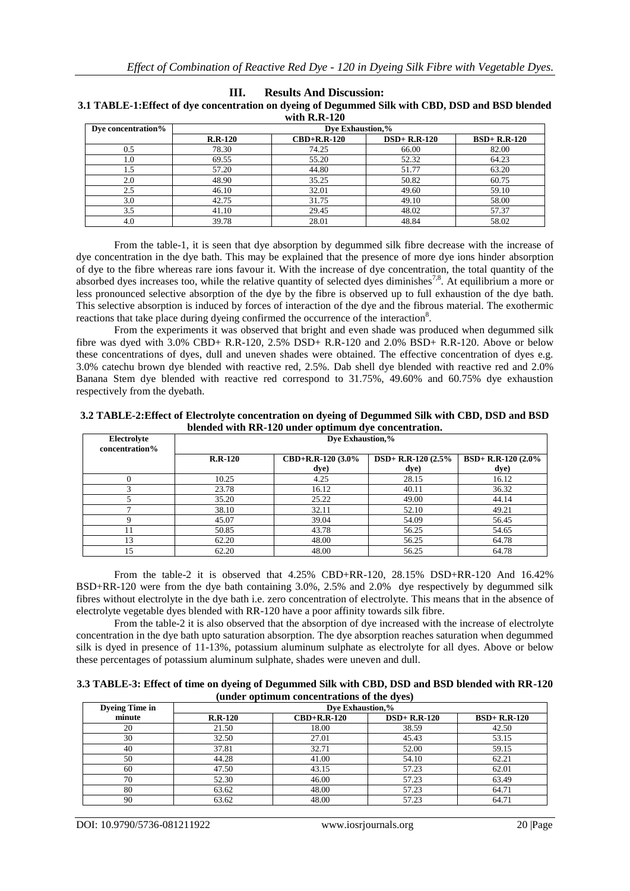## III. Results And Discussion:

### 3.1 TABLE-1:Effect of dye concentration on dyeing of Degummed Silk with CBD, DSD and BSD blended with R.R-120

| Dye concentration% | Dye Exhaustion,% | | | |
|---|---|---|---|---|
| | R.R-120 | CBD+R.R-120 | DSD+ R.R-120 | BSD+ R.R-120 |
| 0.5 | 78.30 | 74.25 | 66.00 | 82.00 |
| 1.0 | 69.55 | 55.20 | 52.32 | 64.23 |
| 1.5 | 57.20 | 44.80 | 51.77 | 63.20 |
| 2.0 | 48.90 | 35.25 | 50.82 | 60.75 |
| 2.5 | 46.10 | 32.01 | 49.60 | 59.10 |
| 3.0 | 42.75 | 31.75 | 49.10 | 58.00 |
| 3.5 | 41.10 | 29.45 | 48.02 | 57.37 |
| 4.0 | 39.78 | 28.01 | 48.84 | 58.02 |

From the table-1, it is seen that dye absorption by degummed silk fibre decrease with the increase of dye concentration in the dye bath. This may be explained that the presence of more dye ions hinder absorption of dye to the fibre whereas rare ions favour it. With the increase of dye concentration, the total quantity of the absorbed dyes increases too, while the relative quantity of selected dyes diminishes[7,8]. At equilibrium a more or less pronounced selective absorption of the dye by the fibre is observed up to full exhaustion of the dye bath. This selective absorption is induced by forces of interaction of the dye and the fibrous material. The exothermic reactions that take place during dyeing confirmed the occurrence of the interaction[8].

From the experiments it was observed that bright and even shade was produced when degummed silk fibre was dyed with 3.0% CBD+ R.R-120, 2.5% DSD+ R.R-120 and 2.0% BSD+ R.R-120. Above or below these concentrations of dyes, dull and uneven shades were obtained. The effective concentration of dyes e.g. 3.0% catechu brown dye blended with reactive red, 2.5%. Dab shell dye blended with reactive red and 2.0% Banana Stem dye blended with reactive red correspond to 31.75%, 49.60% and 60.75% dye exhaustion respectively from the dyebath.

### 3.2 TABLE-2:Effect of Electrolyte concentration on dyeing of Degummed Silk with CBD, DSD and BSD blended with RR-120 under optimum dye concentration.

| Electrolyte concentration% | Dye Exhaustion,% | | | |
|---|---|---|---|---|
| | R.R-120 | CBD+R.R-120 (3.0% dye) | DSD+ R.R-120 (2.5% dye) | BSD+ R.R-120 (2.0% dye) |
| 0 | 10.25 | 4.25 | 28.15 | 16.12 |
| 3 | 23.78 | 16.12 | 40.11 | 36.32 |
| 5 | 35.20 | 25.22 | 49.00 | 44.14 |
| 7 | 38.10 | 32.11 | 52.10 | 49.21 |
| 9 | 45.07 | 39.04 | 54.09 | 56.45 |
| 11 | 50.85 | 43.78 | 56.25 | 54.65 |
| 13 | 62.20 | 48.00 | 56.25 | 64.78 |
| 15 | 62.20 | 48.00 | 56.25 | 64.78 |

From the table-2 it is observed that 4.25% CBD+RR-120, 28.15% DSD+RR-120 And 16.42% BSD+RR-120 were from the dye bath containing 3.0%, 2.5% and 2.0% dye respectively by degummed silk fibres without electrolyte in the dye bath i.e. zero concentration of electrolyte. This means that in the absence of electrolyte vegetable dyes blended with RR-120 have a poor affinity towards silk fibre.

From the table-2 it is also observed that the absorption of dye increased with the increase of electrolyte concentration in the dye bath upto saturation absorption. The dye absorption reaches saturation when degummed silk is dyed in presence of 11-13%, potassium aluminum sulphate as electrolyte for all dyes. Above or below these percentages of potassium aluminum sulphate, shades were uneven and dull.

### 3.3 TABLE-3: Effect of time on dyeing of Degummed Silk with CBD, DSD and BSD blended with RR-120 (under optimum concentrations of the dyes)

| Dyeing Time in minute | Dye Exhaustion,% | | | |
|---|---|---|---|---|
| | R.R-120 | CBD+R.R-120 | DSD+ R.R-120 | BSD+ R.R-120 |
| 20 | 21.50 | 18.00 | 38.59 | 42.50 |
| 30 | 32.50 | 27.01 | 45.43 | 53.15 |
| 40 | 37.81 | 32.71 | 52.00 | 59.15 |
| 50 | 44.28 | 41.00 | 54.10 | 62.21 |
| 60 | 47.50 | 43.15 | 57.23 | 62.01 |
| 70 | 52.30 | 46.00 | 57.23 | 63.49 |
| 80 | 63.62 | 48.00 | 57.23 | 64.71 |
| 90 | 63.62 | 48.00 | 57.23 | 64.71 |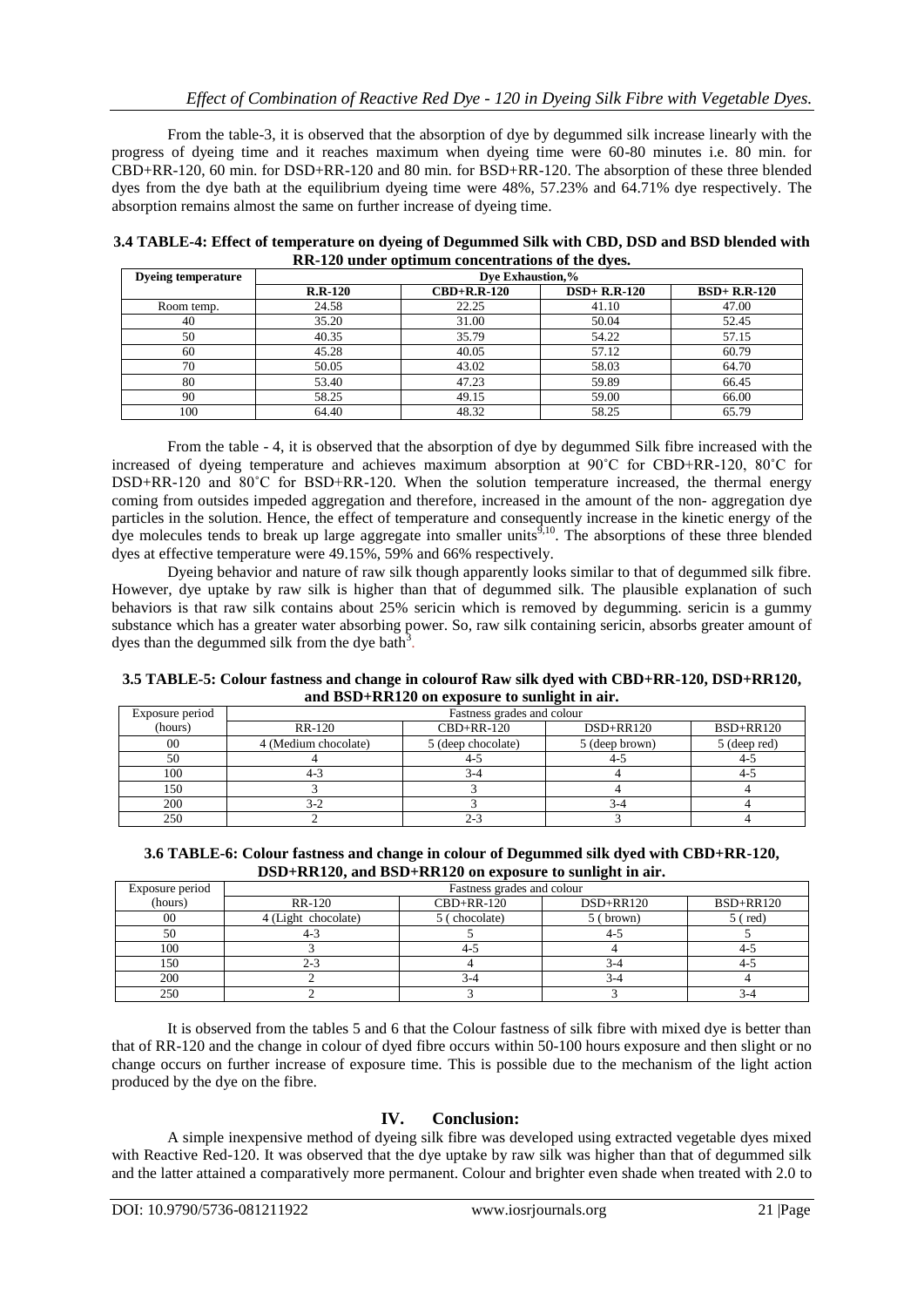From the table-3, it is observed that the absorption of dye by degummed silk increase linearly with the progress of dyeing time and it reaches maximum when dyeing time were 60-80 minutes i.e. 80 min. for CBD+RR-120, 60 min. for DSD+RR-120 and 80 min. for BSD+RR-120. The absorption of these three blended dyes from the dye bath at the equilibrium dyeing time were 48%, 57.23% and 64.71% dye respectively. The absorption remains almost the same on further increase of dyeing time.

**3.4 TABLE-4: Effect of temperature on dyeing of Degummed Silk with CBD, DSD and BSD blended with RR-120 under optimum concentrations of the dyes.**

| Dyeing temperature | Dye Exhaustion,% | | | |
|---|---|---|---|---|
| | R.R-120 | CBD+R.R-120 | DSD+ R.R-120 | BSD+ R.R-120 |
| Room temp. | 24.58 | 22.25 | 41.10 | 47.00 |
| 40 | 35.20 | 31.00 | 50.04 | 52.45 |
| 50 | 40.35 | 35.79 | 54.22 | 57.15 |
| 60 | 45.28 | 40.05 | 57.12 | 60.79 |
| 70 | 50.05 | 43.02 | 58.03 | 64.70 |
| 80 | 53.40 | 47.23 | 59.89 | 66.45 |
| 90 | 58.25 | 49.15 | 59.00 | 66.00 |
| 100 | 64.40 | 48.32 | 58.25 | 65.79 |

From the table - 4, it is observed that the absorption of dye by degummed Silk fibre increased with the increased of dyeing temperature and achieves maximum absorption at 90˚C for CBD+RR-120, 80˚C for DSD+RR-120 and 80˚C for BSD+RR-120. When the solution temperature increased, the thermal energy coming from outsides impeded aggregation and therefore, increased in the amount of the non- aggregation dye particles in the solution. Hence, the effect of temperature and consequently increase in the kinetic energy of the dye molecules tends to break up large aggregate into smaller units[9,10]. The absorptions of these three blended dyes at effective temperature were 49.15%, 59% and 66% respectively.

Dyeing behavior and nature of raw silk though apparently looks similar to that of degummed silk fibre. However, dye uptake by raw silk is higher than that of degummed silk. The plausible explanation of such behaviors is that raw silk contains about 25% sericin which is removed by degumming. sericin is a gummy substance which has a greater water absorbing power. So, raw silk containing sericin, absorbs greater amount of dyes than the degummed silk from the dye bath[3].

**3.5 TABLE-5: Colour fastness and change in colourof Raw silk dyed with CBD+RR-120, DSD+RR120, and BSD+RR120 on exposure to sunlight in air.**

| Exposure period (hours) | Fastness grades and colour | | | |
|---|---|---|---|---|
| | RR-120 | CBD+RR-120 | DSD+RR120 | BSD+RR120 |
| 00 | 4 (Medium chocolate) | 5 (deep chocolate) | 5 (deep brown) | 5 (deep red) |
| 50 | 4 | 4-5 | 4-5 | 4-5 |
| 100 | 4-3 | 3-4 | 4 | 4-5 |
| 150 | 3 | 3 | 4 | 4 |
| 200 | 3-2 | 3 | 3-4 | 4 |
| 250 | 2 | 2-3 | 3 | 4 |

**3.6 TABLE-6: Colour fastness and change in colour of Degummed silk dyed with CBD+RR-120, DSD+RR120, and BSD+RR120 on exposure to sunlight in air.**

| Exposure period (hours) | Fastness grades and colour | | | |
|---|---|---|---|---|
| | RR-120 | CBD+RR-120 | DSD+RR120 | BSD+RR120 |
| 00 | 4 (Light chocolate) | 5 ( chocolate) | 5 ( brown) | 5 ( red) |
| 50 | 4-3 | 5 | 4-5 | 5 |
| 100 | 3 | 4-5 | 4 | 4-5 |
| 150 | 2-3 | 4 | 3-4 | 4-5 |
| 200 | 2 | 3-4 | 3-4 | 4 |
| 250 | 2 | 3 | 3 | 3-4 |

It is observed from the tables 5 and 6 that the Colour fastness of silk fibre with mixed dye is better than that of RR-120 and the change in colour of dyed fibre occurs within 50-100 hours exposure and then slight or no change occurs on further increase of exposure time. This is possible due to the mechanism of the light action produced by the dye on the fibre.

## IV. Conclusion:

A simple inexpensive method of dyeing silk fibre was developed using extracted vegetable dyes mixed with Reactive Red-120. It was observed that the dye uptake by raw silk was higher than that of degummed silk and the latter attained a comparatively more permanent. Colour and brighter even shade when treated with 2.0 to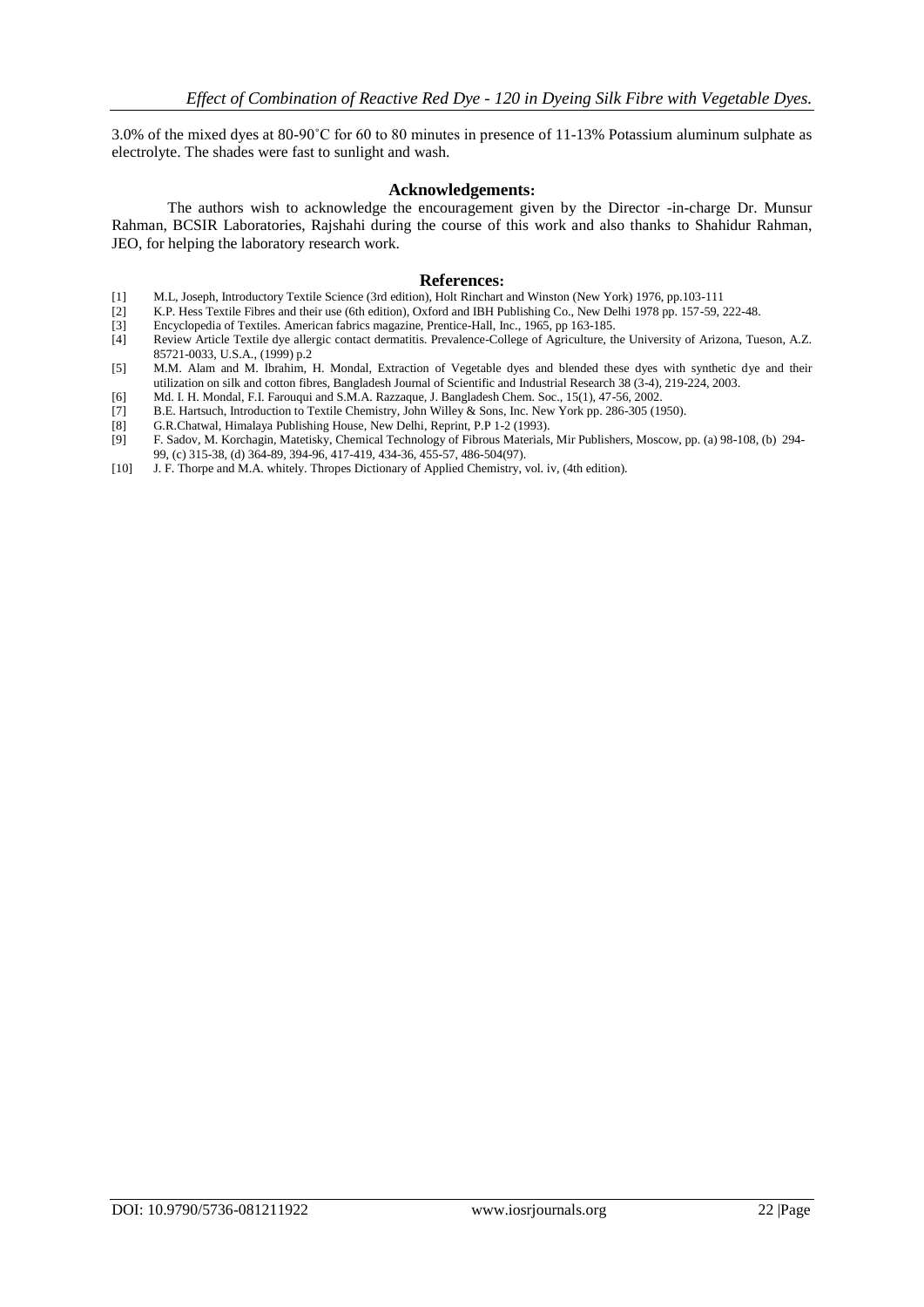3.0% of the mixed dyes at 80-90˚C for 60 to 80 minutes in presence of 11-13% Potassium aluminum sulphate as electrolyte. The shades were fast to sunlight and wash.

## Acknowledgements:

The authors wish to acknowledge the encouragement given by the Director -in-charge Dr. Munsur Rahman, BCSIR Laboratories, Rajshahi during the course of this work and also thanks to Shahidur Rahman, JEO, for helping the laboratory research work.

## References:

[1] M.L, Joseph, Introductory Textile Science (3rd edition), Holt Rinchart and Winston (New York) 1976, pp.103-111

[2] K.P. Hess Textile Fibres and their use (6th edition), Oxford and IBH Publishing Co., New Delhi 1978 pp. 157-59, 222-48.

[3] Encyclopedia of Textiles. American fabrics magazine, Prentice-Hall, Inc., 1965, pp 163-185.

[4] Review Article Textile dye allergic contact dermatitis. Prevalence-College of Agriculture, the University of Arizona, Tueson, A.Z. 85721-0033, U.S.A., (1999) p.2

[5] M.M. Alam and M. Ibrahim, H. Mondal, Extraction of Vegetable dyes and blended these dyes with synthetic dye and their utilization on silk and cotton fibres, Bangladesh Journal of Scientific and Industrial Research 38 (3-4), 219-224, 2003.

[6] Md. I. H. Mondal, F.I. Farouqui and S.M.A. Razzaque, J. Bangladesh Chem. Soc., 15(1), 47-56, 2002.

[7] B.E. Hartsuch, Introduction to Textile Chemistry, John Willey & Sons, Inc. New York pp. 286-305 (1950).

[8] G.R.Chatwal, Himalaya Publishing House, New Delhi, Reprint, P.P 1-2 (1993).

[9] F. Sadov, M. Korchagin, Matetisky, Chemical Technology of Fibrous Materials, Mir Publishers, Moscow, pp. (a) 98-108, (b) 294-99, (c) 315-38, (d) 364-89, 394-96, 417-419, 434-36, 455-57, 486-504(97).

[10] J. F. Thorpe and M.A. whitely. Thropes Dictionary of Applied Chemistry, vol. iv, (4th edition).